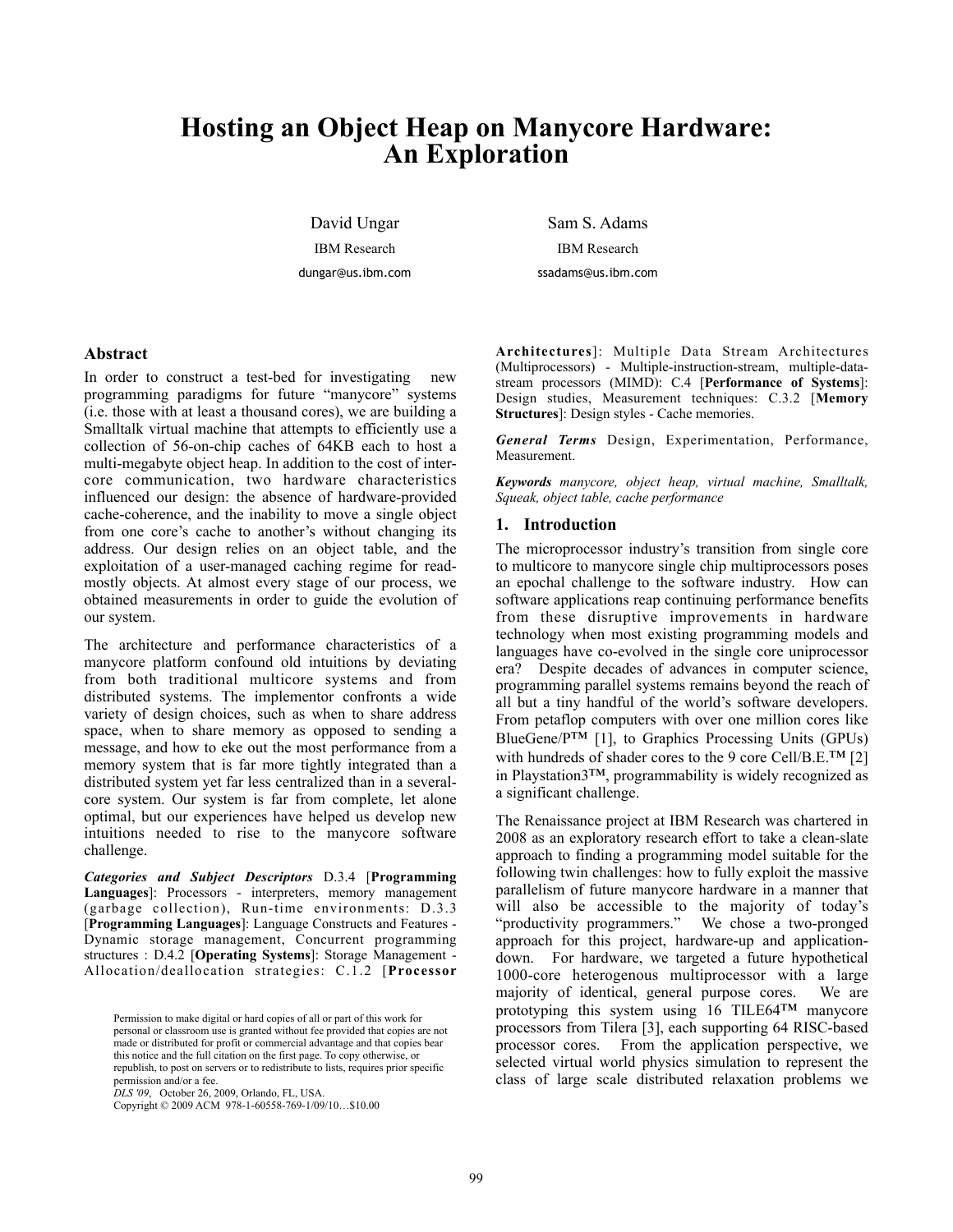# Hosting an Object Heap on Manycore Hardware: An Exploration

David Ungar
IBM Research
dungar@us.ibm.com

Sam S. Adams
IBM Research
ssadams@us.ibm.com

## Abstract

In order to construct a test-bed for investigating new programming paradigms for future "manycore" systems (i.e. those with at least a thousand cores), we are building a Smalltalk virtual machine that attempts to efficiently use a collection of 56-on-chip caches of 64KB each to host a multi-megabyte object heap. In addition to the cost of inter-core communication, two hardware characteristics influenced our design: the absence of hardware-provided cache-coherence, and the inability to move a single object from one core's cache to another's without changing its address. Our design relies on an object table, and the exploitation of a user-managed caching regime for read-mostly objects. At almost every stage of our process, we obtained measurements in order to guide the evolution of our system.

The architecture and performance characteristics of a manycore platform confound old intuitions by deviating from both traditional multicore systems and from distributed systems. The implementor confronts a wide variety of design choices, such as when to share address space, when to share memory as opposed to sending a message, and how to eke out the most performance from a memory system that is far more tightly integrated than a distributed system yet far less centralized than in a several-core system. Our system is far from complete, let alone optimal, but our experiences have helped us develop new intuitions needed to rise to the manycore software challenge.

***Categories and Subject Descriptors*** D.3.4 [**Programming Languages**]: Processors - interpreters, memory management (garbage collection), Run-time environments: D.3.3 [**Programming Languages**]: Language Constructs and Features - Dynamic storage management, Concurrent programming structures : D.4.2 [**Operating Systems**]: Storage Management - Allocation/deallocation strategies: C.1.2 [**Processor Architectures**]: Multiple Data Stream Architectures (Multiprocessors) - Multiple-instruction-stream, multiple-data-stream processors (MIMD): C.4 [**Performance of Systems**]: Design studies, Measurement techniques: C.3.2 [**Memory Structures**]: Design styles - Cache memories.

***General Terms*** Design, Experimentation, Performance, Measurement.

***Keywords*** *manycore, object heap, virtual machine, Smalltalk, Squeak, object table, cache performance*

Permission to make digital or hard copies of all or part of this work for personal or classroom use is granted without fee provided that copies are not made or distributed for profit or commercial advantage and that copies bear this notice and the full citation on the first page. To copy otherwise, or republish, to post on servers or to redistribute to lists, requires prior specific permission and/or a fee.
*DLS '09*, October 26, 2009, Orlando, FL, USA.
Copyright © 2009 ACM 978-1-60558-769-1/09/10…$10.00

## 1. Introduction

The microprocessor industry's transition from single core to multicore to manycore single chip multiprocessors poses an epochal challenge to the software industry. How can software applications reap continuing performance benefits from these disruptive improvements in hardware technology when most existing programming models and languages have co-evolved in the single core uniprocessor era? Despite decades of advances in computer science, programming parallel systems remains beyond the reach of all but a tiny handful of the world's software developers. From petaflop computers with over one million cores like BlueGene/P™ [1], to Graphics Processing Units (GPUs) with hundreds of shader cores to the 9 core Cell/B.E.™ [2] in Playstation3™, programmability is widely recognized as a significant challenge.

The Renaissance project at IBM Research was chartered in 2008 as an exploratory research effort to take a clean-slate approach to finding a programming model suitable for the following twin challenges: how to fully exploit the massive parallelism of future manycore hardware in a manner that will also be accessible to the majority of today's "productivity programmers." We chose a two-pronged approach for this project, hardware-up and application-down. For hardware, we targeted a future hypothetical 1000-core heterogenous multiprocessor with a large majority of identical, general purpose cores. We are prototyping this system using 16 TILE64™ manycore processors from Tilera [3], each supporting 64 RISC-based processor cores. From the application perspective, we selected virtual world physics simulation to represent the class of large scale distributed relaxation problems we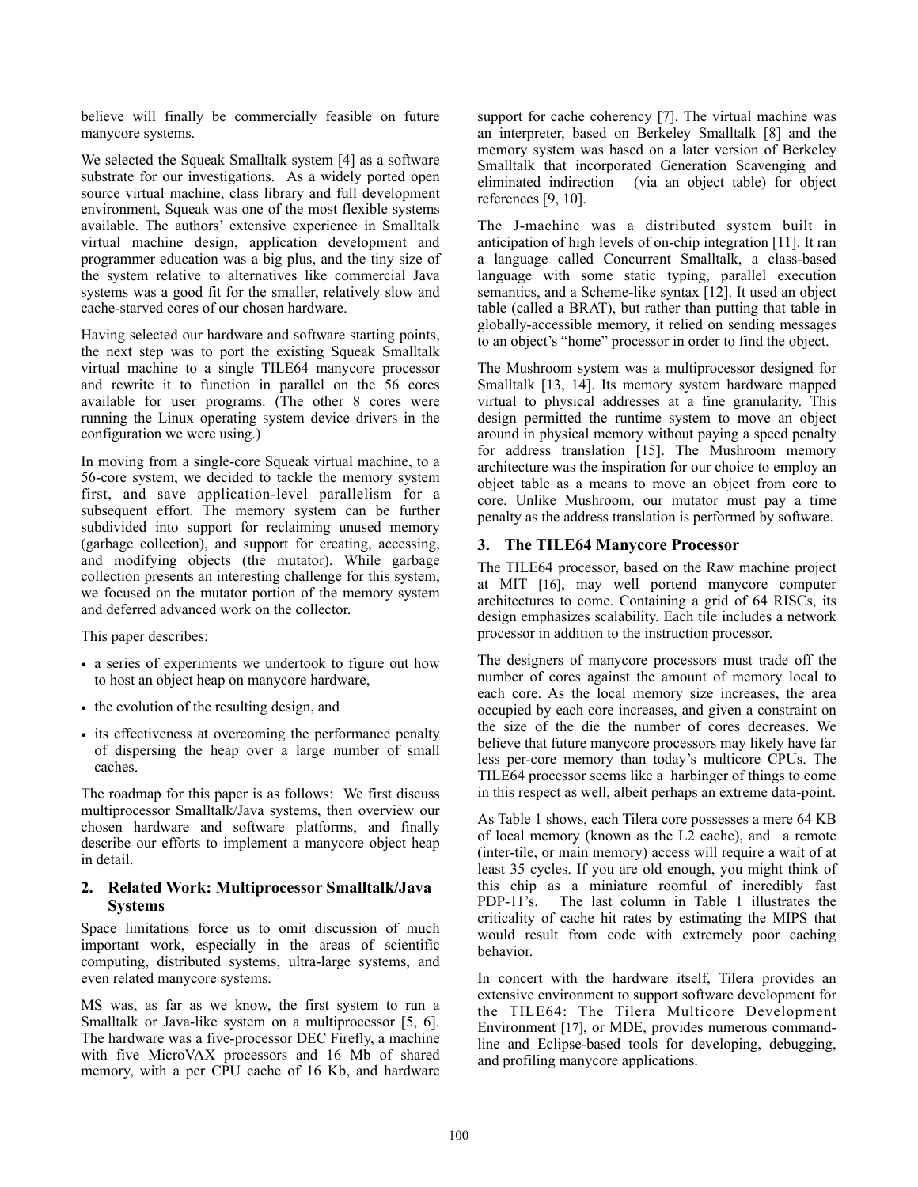believe will finally be commercially feasible on future manycore systems.

We selected the Squeak Smalltalk system [4] as a software substrate for our investigations. As a widely ported open source virtual machine, class library and full development environment, Squeak was one of the most flexible systems available. The authors' extensive experience in Smalltalk virtual machine design, application development and programmer education was a big plus, and the tiny size of the system relative to alternatives like commercial Java systems was a good fit for the smaller, relatively slow and cache-starved cores of our chosen hardware.

Having selected our hardware and software starting points, the next step was to port the existing Squeak Smalltalk virtual machine to a single TILE64 manycore processor and rewrite it to function in parallel on the 56 cores available for user programs. (The other 8 cores were running the Linux operating system device drivers in the configuration we were using.)

In moving from a single-core Squeak virtual machine, to a 56-core system, we decided to tackle the memory system first, and save application-level parallelism for a subsequent effort. The memory system can be further subdivided into support for reclaiming unused memory (garbage collection), and support for creating, accessing, and modifying objects (the mutator). While garbage collection presents an interesting challenge for this system, we focused on the mutator portion of the memory system and deferred advanced work on the collector.

This paper describes:

- a series of experiments we undertook to figure out how to host an object heap on manycore hardware,
- the evolution of the resulting design, and
- its effectiveness at overcoming the performance penalty of dispersing the heap over a large number of small caches.

The roadmap for this paper is as follows: We first discuss multiprocessor Smalltalk/Java systems, then overview our chosen hardware and software platforms, and finally describe our efforts to implement a manycore object heap in detail.

## 2. Related Work: Multiprocessor Smalltalk/Java Systems

Space limitations force us to omit discussion of much important work, especially in the areas of scientific computing, distributed systems, ultra-large systems, and even related manycore systems.

MS was, as far as we know, the first system to run a Smalltalk or Java-like system on a multiprocessor [5, 6]. The hardware was a five-processor DEC Firefly, a machine with five MicroVAX processors and 16 Mb of shared memory, with a per CPU cache of 16 Kb, and hardware support for cache coherency [7]. The virtual machine was an interpreter, based on Berkeley Smalltalk [8] and the memory system was based on a later version of Berkeley Smalltalk that incorporated Generation Scavenging and eliminated indirection (via an object table) for object references [9, 10].

The J-machine was a distributed system built in anticipation of high levels of on-chip integration [11]. It ran a language called Concurrent Smalltalk, a class-based language with some static typing, parallel execution semantics, and a Scheme-like syntax [12]. It used an object table (called a BRAT), but rather than putting that table in globally-accessible memory, it relied on sending messages to an object's "home" processor in order to find the object.

The Mushroom system was a multiprocessor designed for Smalltalk [13, 14]. Its memory system hardware mapped virtual to physical addresses at a fine granularity. This design permitted the runtime system to move an object around in physical memory without paying a speed penalty for address translation [15]. The Mushroom memory architecture was the inspiration for our choice to employ an object table as a means to move an object from core to core. Unlike Mushroom, our mutator must pay a time penalty as the address translation is performed by software.

## 3. The TILE64 Manycore Processor

The TILE64 processor, based on the Raw machine project at MIT [16], may well portend manycore computer architectures to come. Containing a grid of 64 RISCs, its design emphasizes scalability. Each tile includes a network processor in addition to the instruction processor.

The designers of manycore processors must trade off the number of cores against the amount of memory local to each core. As the local memory size increases, the area occupied by each core increases, and given a constraint on the size of the die the number of cores decreases. We believe that future manycore processors may likely have far less per-core memory than today's multicore CPUs. The TILE64 processor seems like a harbinger of things to come in this respect as well, albeit perhaps an extreme data-point.

As Table 1 shows, each Tilera core possesses a mere 64 KB of local memory (known as the L2 cache), and a remote (inter-tile, or main memory) access will require a wait of at least 35 cycles. If you are old enough, you might think of this chip as a miniature roomful of incredibly fast PDP-11's. The last column in Table 1 illustrates the criticality of cache hit rates by estimating the MIPS that would result from code with extremely poor caching behavior.

In concert with the hardware itself, Tilera provides an extensive environment to support software development for the TILE64: The Tilera Multicore Development Environment [17], or MDE, provides numerous command-line and Eclipse-based tools for developing, debugging, and profiling manycore applications.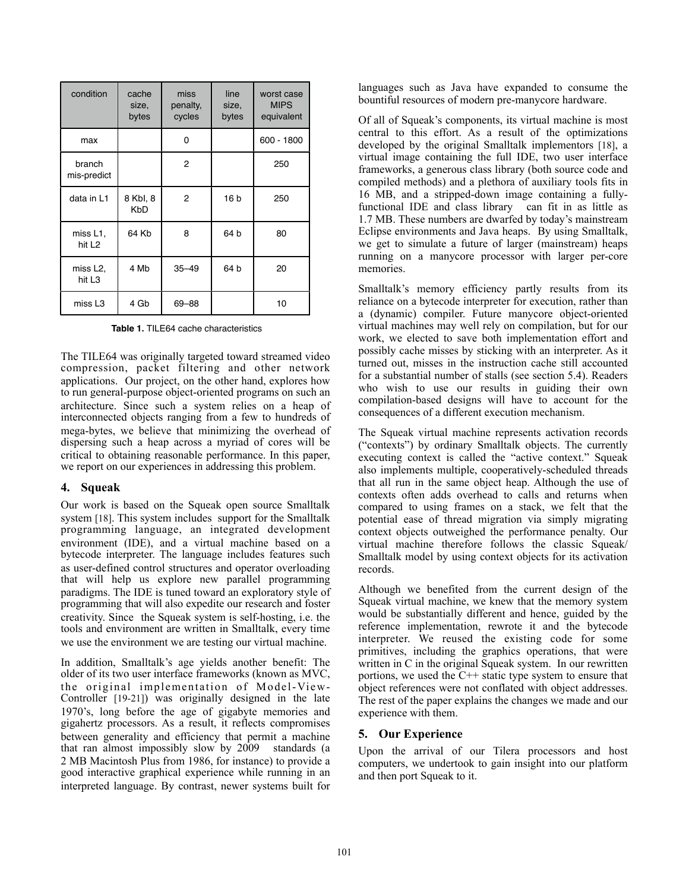| condition | cache size, bytes | miss penalty, cycles | line size, bytes | worst case MIPS equivalent |
|---|---|---|---|---|
| max | | 0 | | 600 - 1800 |
| branch mis-predict | | 2 | | 250 |
| data in L1 | 8 KbI, 8 KbD | 2 | 16 b | 250 |
| miss L1, hit L2 | 64 Kb | 8 | 64 b | 80 |
| miss L2, hit L3 | 4 Mb | 35–49 | 64 b | 20 |
| miss L3 | 4 Gb | 69–88 | | 10 |

**Table 1.** TILE64 cache characteristics

The TILE64 was originally targeted toward streamed video compression, packet filtering and other network applications. Our project, on the other hand, explores how to run general-purpose object-oriented programs on such an architecture. Since such a system relies on a heap of interconnected objects ranging from a few to hundreds of mega-bytes, we believe that minimizing the overhead of dispersing such a heap across a myriad of cores will be critical to obtaining reasonable performance. In this paper, we report on our experiences in addressing this problem.

## 4. Squeak

Our work is based on the Squeak open source Smalltalk system [18]. This system includes support for the Smalltalk programming language, an integrated development environment (IDE), and a virtual machine based on a bytecode interpreter. The language includes features such as user-defined control structures and operator overloading that will help us explore new parallel programming paradigms. The IDE is tuned toward an exploratory style of programming that will also expedite our research and foster creativity. Since the Squeak system is self-hosting, i.e. the tools and environment are written in Smalltalk, every time we use the environment we are testing our virtual machine.

In addition, Smalltalk's age yields another benefit: The older of its two user interface frameworks (known as MVC, the original implementation of Model-View-Controller [19-21]) was originally designed in the late 1970's, long before the age of gigabyte memories and gigahertz processors. As a result, it reflects compromises between generality and efficiency that permit a machine that ran almost impossibly slow by 2009 standards (a 2 MB Macintosh Plus from 1986, for instance) to provide a good interactive graphical experience while running in an interpreted language. By contrast, newer systems built for languages such as Java have expanded to consume the bountiful resources of modern pre-manycore hardware.

Of all of Squeak's components, its virtual machine is most central to this effort. As a result of the optimizations developed by the original Smalltalk implementors [18], a virtual image containing the full IDE, two user interface frameworks, a generous class library (both source code and compiled methods) and a plethora of auxiliary tools fits in 16 MB, and a stripped-down image containing a fully-functional IDE and class library can fit in as little as 1.7 MB. These numbers are dwarfed by today's mainstream Eclipse environments and Java heaps. By using Smalltalk, we get to simulate a future of larger (mainstream) heaps running on a manycore processor with larger per-core memories.

Smalltalk's memory efficiency partly results from its reliance on a bytecode interpreter for execution, rather than a (dynamic) compiler. Future manycore object-oriented virtual machines may well rely on compilation, but for our work, we elected to save both implementation effort and possibly cache misses by sticking with an interpreter. As it turned out, misses in the instruction cache still accounted for a substantial number of stalls (see section 5.4). Readers who wish to use our results in guiding their own compilation-based designs will have to account for the consequences of a different execution mechanism.

The Squeak virtual machine represents activation records ("contexts") by ordinary Smalltalk objects. The currently executing context is called the "active context." Squeak also implements multiple, cooperatively-scheduled threads that all run in the same object heap. Although the use of contexts often adds overhead to calls and returns when compared to using frames on a stack, we felt that the potential ease of thread migration via simply migrating context objects outweighed the performance penalty. Our virtual machine therefore follows the classic Squeak/Smalltalk model by using context objects for its activation records.

Although we benefited from the current design of the Squeak virtual machine, we knew that the memory system would be substantially different and hence, guided by the reference implementation, rewrote it and the bytecode interpreter. We reused the existing code for some primitives, including the graphics operations, that were written in C in the original Squeak system. In our rewritten portions, we used the C++ static type system to ensure that object references were not conflated with object addresses. The rest of the paper explains the changes we made and our experience with them.

## 5. Our Experience

Upon the arrival of our Tilera processors and host computers, we undertook to gain insight into our platform and then port Squeak to it.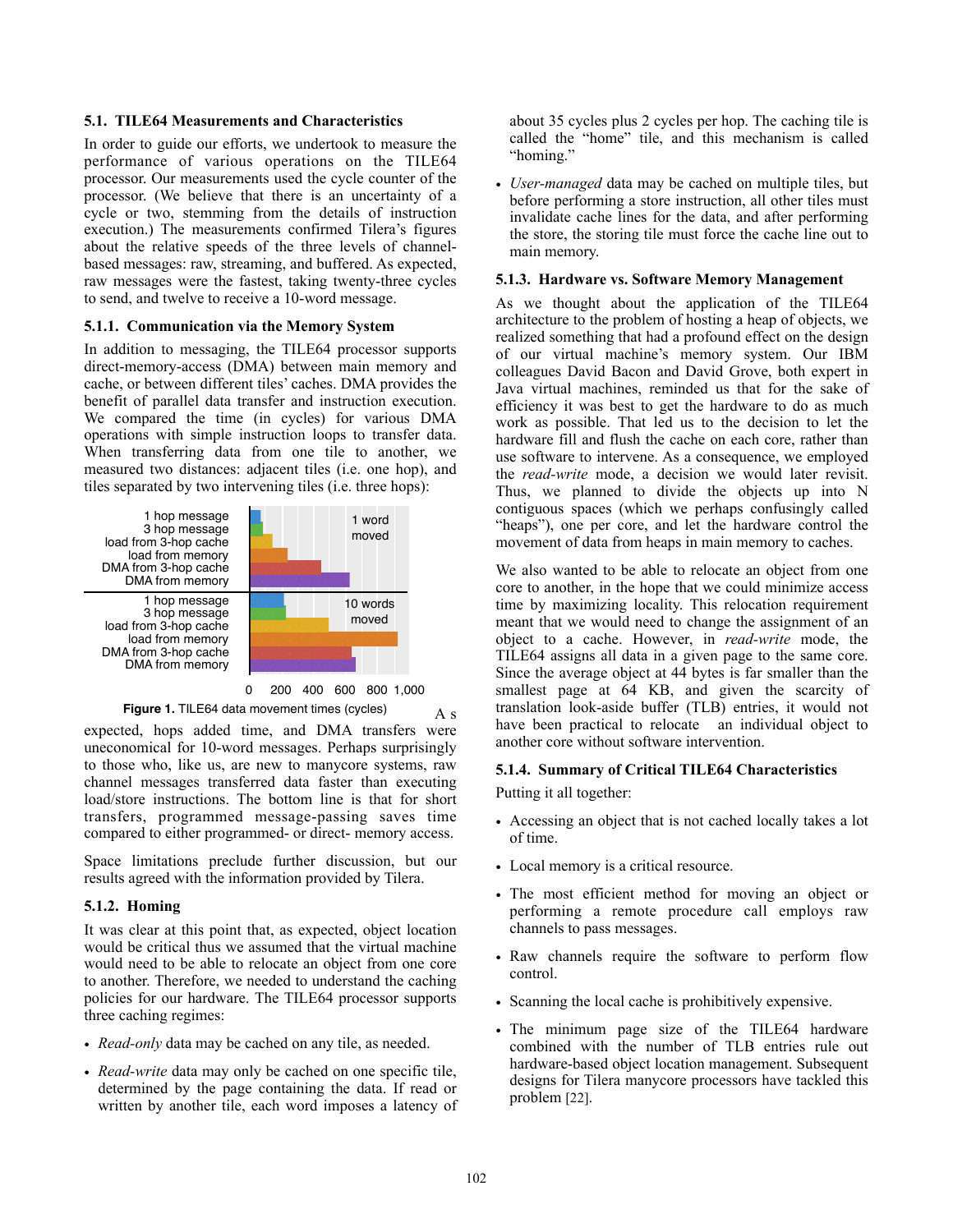### 5.1. TILE64 Measurements and Characteristics

In order to guide our efforts, we undertook to measure the performance of various operations on the TILE64 processor. Our measurements used the cycle counter of the processor. (We believe that there is an uncertainty of a cycle or two, stemming from the details of instruction execution.) The measurements confirmed Tilera's figures about the relative speeds of the three levels of channel-based messages: raw, streaming, and buffered. As expected, raw messages were the fastest, taking twenty-three cycles to send, and twelve to receive a 10-word message.

#### 5.1.1. Communication via the Memory System

In addition to messaging, the TILE64 processor supports direct-memory-access (DMA) between main memory and cache, or between different tiles' caches. DMA provides the benefit of parallel data transfer and instruction execution. We compared the time (in cycles) for various DMA operations with simple instruction loops to transfer data. When transferring data from one tile to another, we measured two distances: adjacent tiles (i.e. one hop), and tiles separated by two intervening tiles (i.e. three hops):

**Figure 1.** TILE64 data movement times (cycles)

As expected, hops added time, and DMA transfers were uneconomical for 10-word messages. Perhaps surprisingly to those who, like us, are new to manycore systems, raw channel messages transferred data faster than executing load/store instructions. The bottom line is that for short transfers, programmed message-passing saves time compared to either programmed- or direct- memory access.

Space limitations preclude further discussion, but our results agreed with the information provided by Tilera.

#### 5.1.2. Homing

It was clear at this point that, as expected, object location would be critical thus we assumed that the virtual machine would need to be able to relocate an object from one core to another. Therefore, we needed to understand the caching policies for our hardware. The TILE64 processor supports three caching regimes:

- *Read-only* data may be cached on any tile, as needed.
- *Read-write* data may only be cached on one specific tile, determined by the page containing the data. If read or written by another tile, each word imposes a latency of about 35 cycles plus 2 cycles per hop. The caching tile is called the "home" tile, and this mechanism is called "homing."
- *User-managed* data may be cached on multiple tiles, but before performing a store instruction, all other tiles must invalidate cache lines for the data, and after performing the store, the storing tile must force the cache line out to main memory.

#### 5.1.3. Hardware vs. Software Memory Management

As we thought about the application of the TILE64 architecture to the problem of hosting a heap of objects, we realized something that had a profound effect on the design of our virtual machine's memory system. Our IBM colleagues David Bacon and David Grove, both expert in Java virtual machines, reminded us that for the sake of efficiency it was best to get the hardware to do as much work as possible. That led us to the decision to let the hardware fill and flush the cache on each core, rather than use software to intervene. As a consequence, we employed the *read-write* mode, a decision we would later revisit. Thus, we planned to divide the objects up into N contiguous spaces (which we perhaps confusingly called "heaps"), one per core, and let the hardware control the movement of data from heaps in main memory to caches.

We also wanted to be able to relocate an object from one core to another, in the hope that we could minimize access time by maximizing locality. This relocation requirement meant that we would need to change the assignment of an object to a cache. However, in *read-write* mode, the TILE64 assigns all data in a given page to the same core. Since the average object at 44 bytes is far smaller than the smallest page at 64 KB, and given the scarcity of translation look-aside buffer (TLB) entries, it would not have been practical to relocate an individual object to another core without software intervention.

#### 5.1.4. Summary of Critical TILE64 Characteristics

Putting it all together:

- Accessing an object that is not cached locally takes a lot of time.
- Local memory is a critical resource.
- The most efficient method for moving an object or performing a remote procedure call employs raw channels to pass messages.
- Raw channels require the software to perform flow control.
- Scanning the local cache is prohibitively expensive.
- The minimum page size of the TILE64 hardware combined with the number of TLB entries rule out hardware-based object location management. Subsequent designs for Tilera manycore processors have tackled this problem [22].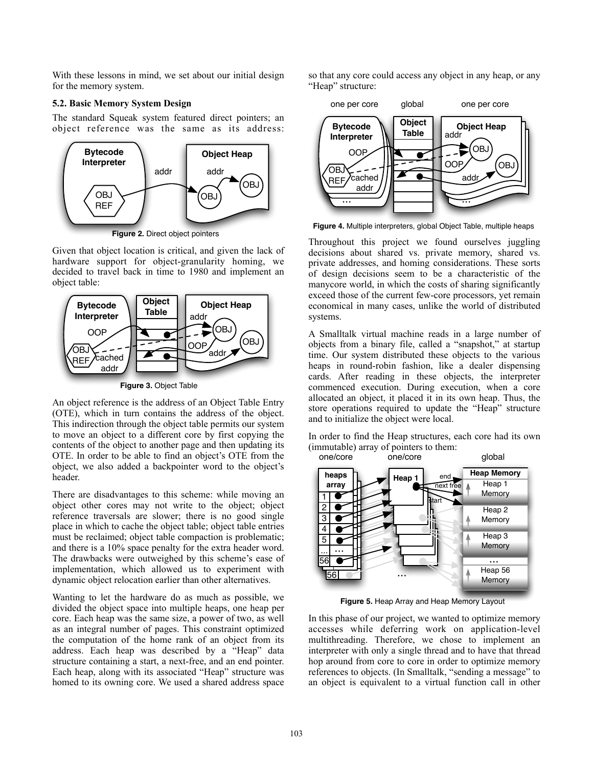With these lessons in mind, we set about our initial design for the memory system.

### 5.2. Basic Memory System Design

The standard Squeak system featured direct pointers; an object reference was the same as its address:

**Figure 2.** Direct object pointers

Given that object location is critical, and given the lack of hardware support for object-granularity homing, we decided to travel back in time to 1980 and implement an object table:

**Figure 3.** Object Table

An object reference is the address of an Object Table Entry (OTE), which in turn contains the address of the object. This indirection through the object table permits our system to move an object to a different core by first copying the contents of the object to another page and then updating its OTE. In order to be able to find an object's OTE from the object, we also added a backpointer word to the object's header.

There are disadvantages to this scheme: while moving an object other cores may not write to the object; object reference traversals are slower; there is no good single place in which to cache the object table; object table entries must be reclaimed; object table compaction is problematic; and there is a 10% space penalty for the extra header word. The drawbacks were outweighed by this scheme's ease of implementation, which allowed us to experiment with dynamic object relocation earlier than other alternatives.

Wanting to let the hardware do as much as possible, we divided the object space into multiple heaps, one heap per core. Each heap was the same size, a power of two, as well as an integral number of pages. This constraint optimized the computation of the home rank of an object from its address. Each heap was described by a "Heap" data structure containing a start, a next-free, and an end pointer. Each heap, along with its associated "Heap" structure was homed to its owning core. We used a shared address space so that any core could access any object in any heap, or any "Heap" structure:

**Figure 4.** Multiple interpreters, global Object Table, multiple heaps

Throughout this project we found ourselves juggling decisions about shared vs. private memory, shared vs. private addresses, and homing considerations. These sorts of design decisions seem to be a characteristic of the manycore world, in which the costs of sharing significantly exceed those of the current few-core processors, yet remain economical in many cases, unlike the world of distributed systems.

A Smalltalk virtual machine reads in a large number of objects from a binary file, called a "snapshot," at startup time. Our system distributed these objects to the various heaps in round-robin fashion, like a dealer dispensing cards. After reading in these objects, the interpreter commenced execution. During execution, when a core allocated an object, it placed it in its own heap. Thus, the store operations required to update the "Heap" structure and to initialize the object were local.

In order to find the Heap structures, each core had its own (immutable) array of pointers to them:

**Figure 5.** Heap Array and Heap Memory Layout

In this phase of our project, we wanted to optimize memory accesses while deferring work on application-level multithreading. Therefore, we chose to implement an interpreter with only a single thread and to have that thread hop around from core to core in order to optimize memory references to objects. (In Smalltalk, "sending a message" to an object is equivalent to a virtual function call in other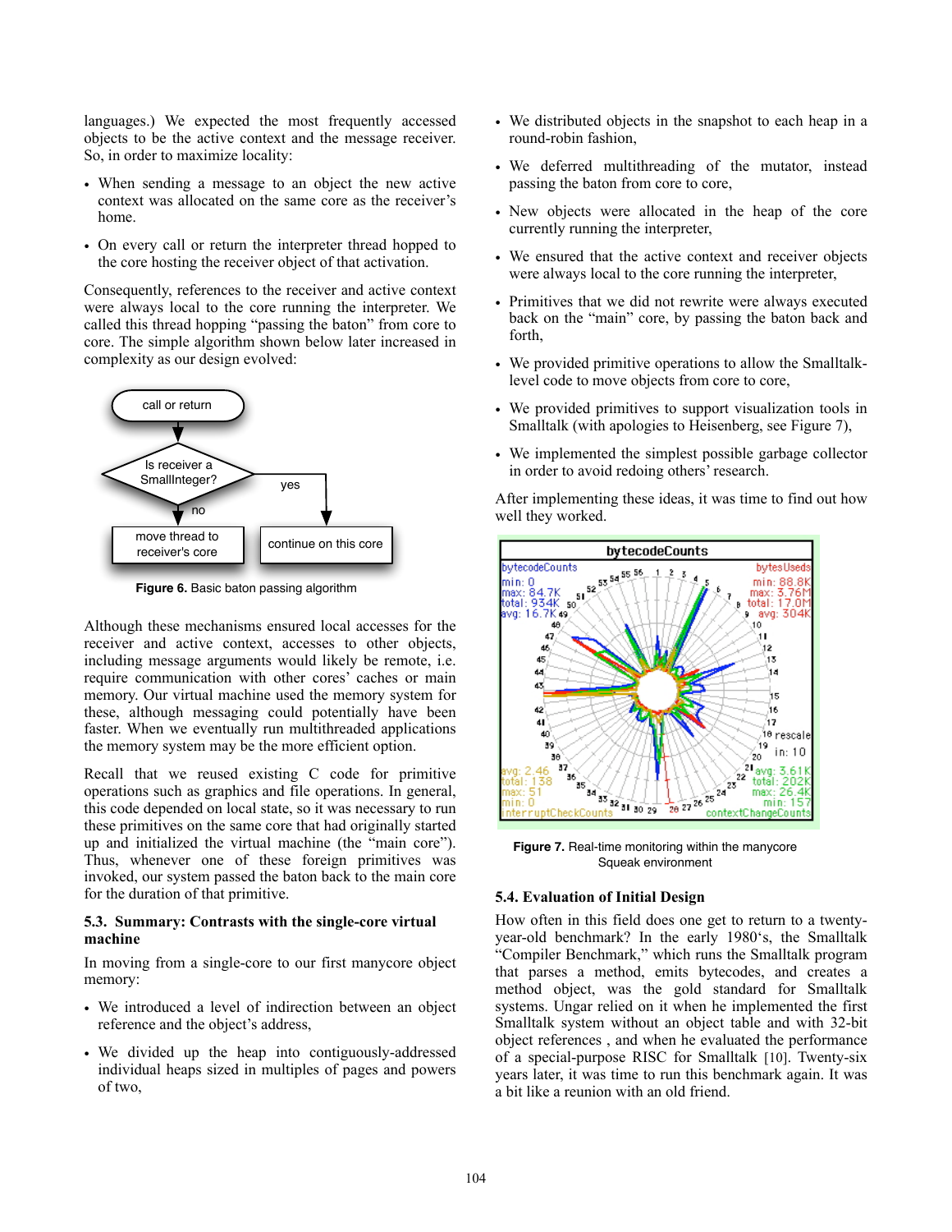languages.) We expected the most frequently accessed objects to be the active context and the message receiver. So, in order to maximize locality:

- When sending a message to an object the new active context was allocated on the same core as the receiver's home.
- On every call or return the interpreter thread hopped to the core hosting the receiver object of that activation.

Consequently, references to the receiver and active context were always local to the core running the interpreter. We called this thread hopping "passing the baton" from core to core. The simple algorithm shown below later increased in complexity as our design evolved:

**Figure 6.** Basic baton passing algorithm

Although these mechanisms ensured local accesses for the receiver and active context, accesses to other objects, including message arguments would likely be remote, i.e. require communication with other cores' caches or main memory. Our virtual machine used the memory system for these, although messaging could potentially have been faster. When we eventually run multithreaded applications the memory system may be the more efficient option.

Recall that we reused existing C code for primitive operations such as graphics and file operations. In general, this code depended on local state, so it was necessary to run these primitives on the same core that had originally started up and initialized the virtual machine (the "main core"). Thus, whenever one of these foreign primitives was invoked, our system passed the baton back to the main core for the duration of that primitive.

### 5.3. Summary: Contrasts with the single-core virtual machine

In moving from a single-core to our first manycore object memory:

- We introduced a level of indirection between an object reference and the object's address,
- We divided up the heap into contiguously-addressed individual heaps sized in multiples of pages and powers of two,
- We distributed objects in the snapshot to each heap in a round-robin fashion,
- We deferred multithreading of the mutator, instead passing the baton from core to core,
- New objects were allocated in the heap of the core currently running the interpreter,
- We ensured that the active context and receiver objects were always local to the core running the interpreter,
- Primitives that we did not rewrite were always executed back on the "main" core, by passing the baton back and forth,
- We provided primitive operations to allow the Smalltalk-level code to move objects from core to core,
- We provided primitives to support visualization tools in Smalltalk (with apologies to Heisenberg, see Figure 7),
- We implemented the simplest possible garbage collector in order to avoid redoing others' research.

After implementing these ideas, it was time to find out how well they worked.

**Figure 7.** Real-time monitoring within the manycore Squeak environment

### 5.4. Evaluation of Initial Design

How often in this field does one get to return to a twenty-year-old benchmark? In the early 1980's, the Smalltalk "Compiler Benchmark," which runs the Smalltalk program that parses a method, emits bytecodes, and creates a method object, was the gold standard for Smalltalk systems. Ungar relied on it when he implemented the first Smalltalk system without an object table and with 32-bit object references , and when he evaluated the performance of a special-purpose RISC for Smalltalk [10]. Twenty-six years later, it was time to run this benchmark again. It was a bit like a reunion with an old friend.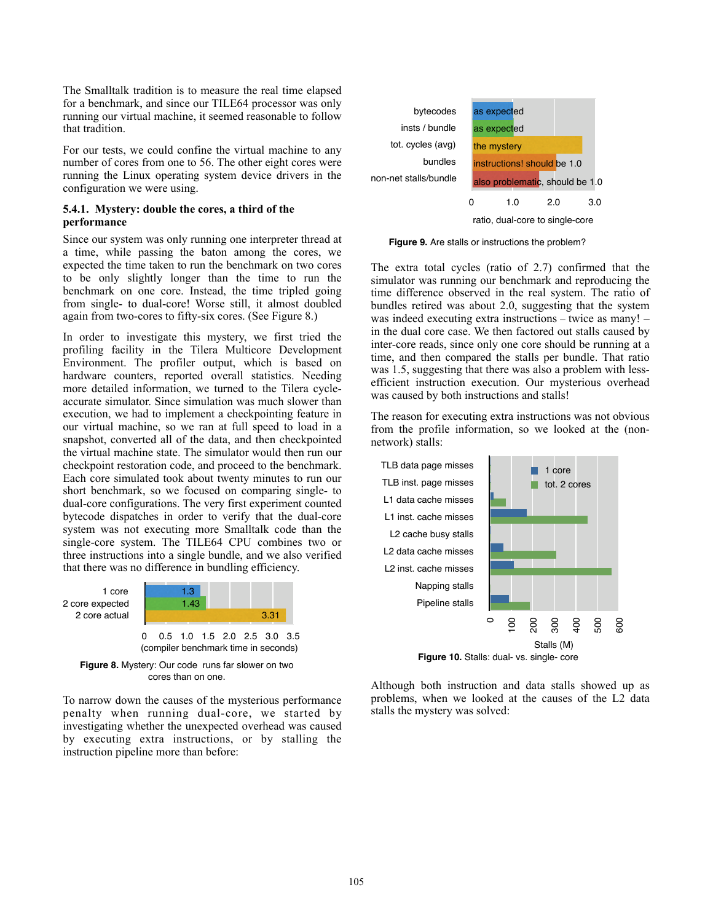The Smalltalk tradition is to measure the real time elapsed for a benchmark, and since our TILE64 processor was only running our virtual machine, it seemed reasonable to follow that tradition.

For our tests, we could confine the virtual machine to any number of cores from one to 56. The other eight cores were running the Linux operating system device drivers in the configuration we were using.

### 5.4.1. Mystery: double the cores, a third of the performance

Since our system was only running one interpreter thread at a time, while passing the baton among the cores, we expected the time taken to run the benchmark on two cores to be only slightly longer than the time to run the benchmark on one core. Instead, the time tripled going from single- to dual-core! Worse still, it almost doubled again from two-cores to fifty-six cores. (See Figure 8.)

In order to investigate this mystery, we first tried the profiling facility in the Tilera Multicore Development Environment. The profiler output, which is based on hardware counters, reported overall statistics. Needing more detailed information, we turned to the Tilera cycle-accurate simulator. Since simulation was much slower than execution, we had to implement a checkpointing feature in our virtual machine, so we ran at full speed to load in a snapshot, converted all of the data, and then checkpointed the virtual machine state. The simulator would then run our checkpoint restoration code, and proceed to the benchmark. Each core simulated took about twenty minutes to run our short benchmark, so we focused on comparing single- to dual-core configurations. The very first experiment counted bytecode dispatches in order to verify that the dual-core system was not executing more Smalltalk code than the single-core system. The TILE64 CPU combines two or three instructions into a single bundle, and we also verified that there was no difference in bundling efficiency.

| | compiler benchmark time in seconds |
|---|---|
| 1 core | 1.3 |
| 2 core expected | 1.43 |
| 2 core actual | 3.31 |

**Figure 8.** Mystery: Our code runs far slower on two cores than on one.

To narrow down the causes of the mysterious performance penalty when running dual-core, we started by investigating whether the unexpected overhead was caused by executing extra instructions, or by stalling the instruction pipeline more than before:

| | ratio, dual-core to single-core |
|---|---|
| bytecodes | as expected |
| insts / bundle | as expected |
| tot. cycles (avg) | the mystery |
| bundles | instructions! should be 1.0 |
| non-net stalls/bundle | also problematic, should be 1.0 |

**Figure 9.** Are stalls or instructions the problem?

The extra total cycles (ratio of 2.7) confirmed that the simulator was running our benchmark and reproducing the time difference observed in the real system. The ratio of bundles retired was about 2.0, suggesting that the system was indeed executing extra instructions – twice as many! – in the dual core case. We then factored out stalls caused by inter-core reads, since only one core should be running at a time, and then compared the stalls per bundle. That ratio was 1.5, suggesting that there was also a problem with less-efficient instruction execution. Our mysterious overhead was caused by both instructions and stalls!

The reason for executing extra instructions was not obvious from the profile information, so we looked at the (non-network) stalls:

**Figure 10.** Stalls: dual- vs. single- core

Although both instruction and data stalls showed up as problems, when we looked at the causes of the L2 data stalls the mystery was solved: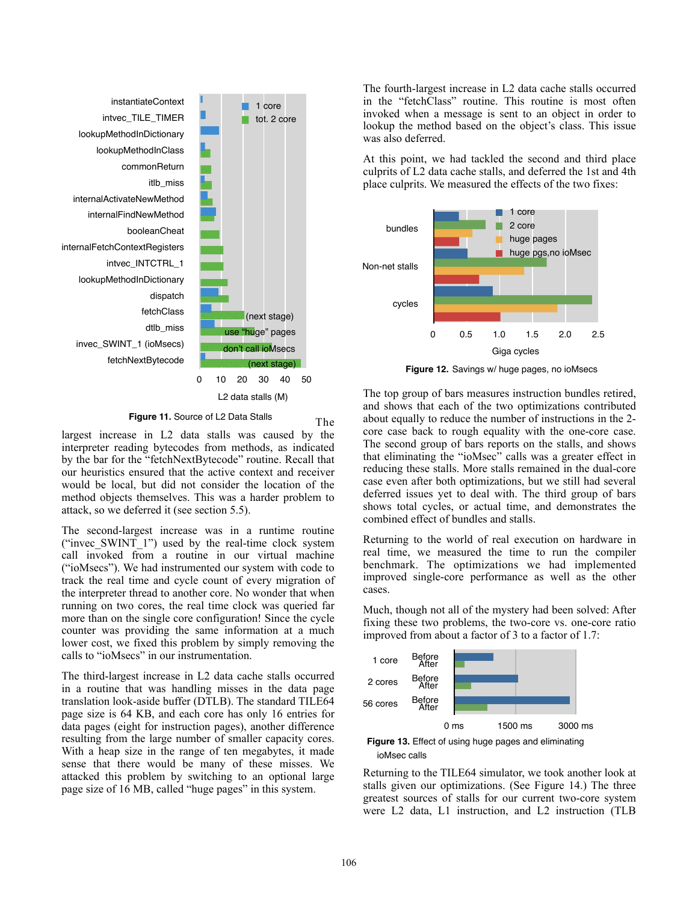Figure 11. Source of L2 Data Stalls

The largest increase in L2 data stalls was caused by the interpreter reading bytecodes from methods, as indicated by the bar for the "fetchNextBytecode" routine. Recall that our heuristics ensured that the active context and receiver would be local, but did not consider the location of the method objects themselves. This was a harder problem to attack, so we deferred it (see section 5.5).

The second-largest increase was in a runtime routine ("invec_SWINT_1") used by the real-time clock system call invoked from a routine in our virtual machine ("ioMsecs"). We had instrumented our system with code to track the real time and cycle count of every migration of the interpreter thread to another core. No wonder that when running on two cores, the real time clock was queried far more than on the single core configuration! Since the cycle counter was providing the same information at a much lower cost, we fixed this problem by simply removing the calls to "ioMsecs" in our instrumentation.

The third-largest increase in L2 data cache stalls occurred in a routine that was handling misses in the data page translation look-aside buffer (DTLB). The standard TILE64 page size is 64 KB, and each core has only 16 entries for data pages (eight for instruction pages), another difference resulting from the large number of smaller capacity cores. With a heap size in the range of ten megabytes, it made sense that there would be many of these misses. We attacked this problem by switching to an optional large page size of 16 MB, called "huge pages" in this system.

The fourth-largest increase in L2 data cache stalls occurred in the "fetchClass" routine. This routine is most often invoked when a message is sent to an object in order to lookup the method based on the object's class. This issue was also deferred.

At this point, we had tackled the second and third place culprits of L2 data cache stalls, and deferred the 1st and 4th place culprits. We measured the effects of the two fixes:

Figure 12. Savings w/ huge pages, no ioMsecs

The top group of bars measures instruction bundles retired, and shows that each of the two optimizations contributed about equally to reduce the number of instructions in the 2-core case back to rough equality with the one-core case. The second group of bars reports on the stalls, and shows that eliminating the "ioMsec" calls was a greater effect in reducing these stalls. More stalls remained in the dual-core case even after both optimizations, but we still had several deferred issues yet to deal with. The third group of bars shows total cycles, or actual time, and demonstrates the combined effect of bundles and stalls.

Returning to the world of real execution on hardware in real time, we measured the time to run the compiler benchmark. The optimizations we had implemented improved single-core performance as well as the other cases.

Much, though not all of the mystery had been solved: After fixing these two problems, the two-core vs. one-core ratio improved from about a factor of 3 to a factor of 1.7:

Figure 13. Effect of using huge pages and eliminating ioMsec calls

Returning to the TILE64 simulator, we took another look at stalls given our optimizations. (See Figure 14.) The three greatest sources of stalls for our current two-core system were L2 data, L1 instruction, and L2 instruction (TLB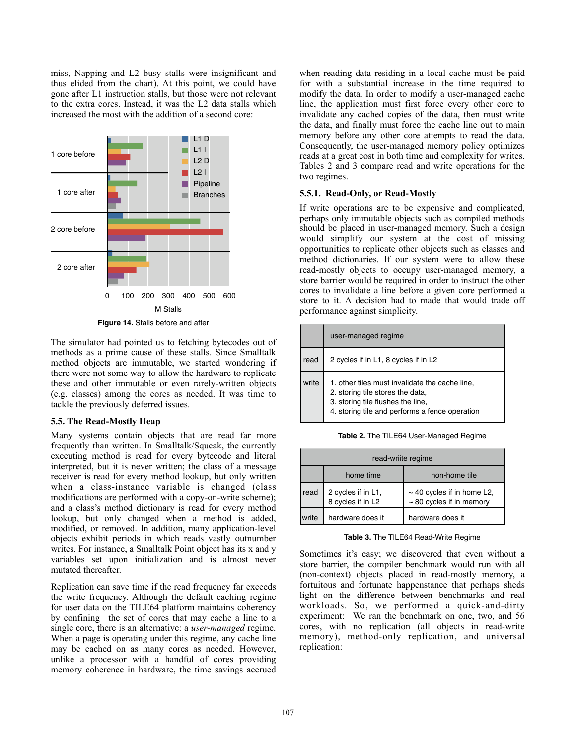miss, Napping and L2 busy stalls were insignificant and thus elided from the chart). At this point, we could have gone after L1 instruction stalls, but those were not relevant to the extra cores. Instead, it was the L2 data stalls which increased the most with the addition of a second core:

**Figure 14.** Stalls before and after

The simulator had pointed us to fetching bytecodes out of methods as a prime cause of these stalls. Since Smalltalk method objects are immutable, we started wondering if there were not some way to allow the hardware to replicate these and other immutable or even rarely-written objects (e.g. classes) among the cores as needed. It was time to tackle the previously deferred issues.

### 5.5. The Read-Mostly Heap

Many systems contain objects that are read far more frequently than written. In Smalltalk/Squeak, the currently executing method is read for every bytecode and literal interpreted, but it is never written; the class of a message receiver is read for every method lookup, but only written when a class-instance variable is changed (class modifications are performed with a copy-on-write scheme); and a class's method dictionary is read for every method lookup, but only changed when a method is added, modified, or removed. In addition, many application-level objects exhibit periods in which reads vastly outnumber writes. For instance, a Smalltalk Point object has its x and y variables set upon initialization and is almost never mutated thereafter.

Replication can save time if the read frequency far exceeds the write frequency. Although the default caching regime for user data on the TILE64 platform maintains coherency by confining the set of cores that may cache a line to a single core, there is an alternative: a *user-managed* regime. When a page is operating under this regime, any cache line may be cached on as many cores as needed. However, unlike a processor with a handful of cores providing memory coherence in hardware, the time savings accrued when reading data residing in a local cache must be paid for with a substantial increase in the time required to modify the data. In order to modify a user-managed cache line, the application must first force every other core to invalidate any cached copies of the data, then must write the data, and finally must force the cache line out to main memory before any other core attempts to read the data. Consequently, the user-managed memory policy optimizes reads at a great cost in both time and complexity for writes. Tables 2 and 3 compare read and write operations for the two regimes.

#### 5.5.1. Read-Only, or Read-Mostly

If write operations are to be expensive and complicated, perhaps only immutable objects such as compiled methods should be placed in user-managed memory. Such a design would simplify our system at the cost of missing opportunities to replicate other objects such as classes and method dictionaries. If our system were to allow these read-mostly objects to occupy user-managed memory, a store barrier would be required in order to instruct the other cores to invalidate a line before a given core performed a store to it. A decision had to made that would trade off performance against simplicity.

| | user-managed regime |
|---|---|
| read | 2 cycles if in L1, 8 cycles if in L2 |
| write | 1. other tiles must invalidate the cache line,<br>2. storing tile stores the data,<br>3. storing tile flushes the line,<br>4. storing tile and performs a fence operation |

**Table 2.** The TILE64 User-Managed Regime

| read-wriite regime | | |
|---|---|---|
| | home time | non-home tile |
| read | 2 cycles if in L1,<br>8 cycles if in L2 | ~ 40 cycles if in home L2,<br>~ 80 cycles if in memory |
| write | hardware does it | hardware does it |

**Table 3.** The TILE64 Read-Write Regime

Sometimes it's easy; we discovered that even without a store barrier, the compiler benchmark would run with all (non-context) objects placed in read-mostly memory, a fortuitous and fortunate happenstance that perhaps sheds light on the difference between benchmarks and real workloads. So, we performed a quick-and-dirty experiment: We ran the benchmark on one, two, and 56 cores, with no replication (all objects in read-write memory), method-only replication, and universal replication: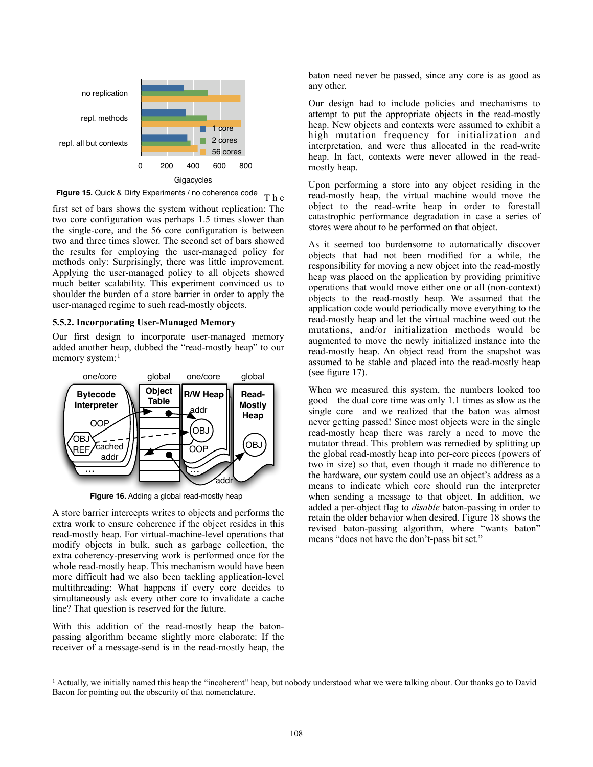no replication

repl. methods

repl. all but contexts

1 core

2 cores

56 cores

0 200 400 600 800

Gigacycles

**Figure 15.** Quick & Dirty Experiments / no coherence code

The first set of bars shows the system without replication: The two core configuration was perhaps 1.5 times slower than the single-core, and the 56 core configuration is between two and three times slower. The second set of bars showed the results for employing the user-managed policy for methods only: Surprisingly, there was little improvement. Applying the user-managed policy to all objects showed much better scalability. This experiment convinced us to shoulder the burden of a store barrier in order to apply the user-managed regime to such read-mostly objects.

### 5.5.2. Incorporating User-Managed Memory

Our first design to incorporate user-managed memory added another heap, dubbed the "read-mostly heap" to our memory system:[1]

one/core global one/core global

Bytecode Interpreter

Object Table

R/W Heap

Read-Mostly Heap

OOP

OBJ REF

cached addr

addr

OBJ

OOP

OBJ

addr

...

**Figure 16.** Adding a global read-mostly heap

A store barrier intercepts writes to objects and performs the extra work to ensure coherence if the object resides in this read-mostly heap. For virtual-machine-level operations that modify objects in bulk, such as garbage collection, the extra coherency-preserving work is performed once for the whole read-mostly heap. This mechanism would have been more difficult had we also been tackling application-level multithreading: What happens if every core decides to simultaneously ask every other core to invalidate a cache line? That question is reserved for the future.

With this addition of the read-mostly heap the baton-passing algorithm became slightly more elaborate: If the receiver of a message-send is in the read-mostly heap, the baton need never be passed, since any core is as good as any other.

Our design had to include policies and mechanisms to attempt to put the appropriate objects in the read-mostly heap. New objects and contexts were assumed to exhibit a high mutation frequency for initialization and interpretation, and were thus allocated in the read-write heap. In fact, contexts were never allowed in the read-mostly heap.

Upon performing a store into any object residing in the read-mostly heap, the virtual machine would move the object to the read-write heap in order to forestall catastrophic performance degradation in case a series of stores were about to be performed on that object.

As it seemed too burdensome to automatically discover objects that had not been modified for a while, the responsibility for moving a new object into the read-mostly heap was placed on the application by providing primitive operations that would move either one or all (non-context) objects to the read-mostly heap. We assumed that the application code would periodically move everything to the read-mostly heap and let the virtual machine weed out the mutations, and/or initialization methods would be augmented to move the newly initialized instance into the read-mostly heap. An object read from the snapshot was assumed to be stable and placed into the read-mostly heap (see figure 17).

When we measured this system, the numbers looked too good—the dual core time was only 1.1 times as slow as the single core—and we realized that the baton was almost never getting passed! Since most objects were in the single read-mostly heap there was rarely a need to move the mutator thread. This problem was remedied by splitting up the global read-mostly heap into per-core pieces (powers of two in size) so that, even though it made no difference to the hardware, our system could use an object's address as a means to indicate which core should run the interpreter when sending a message to that object. In addition, we added a per-object flag to *disable* baton-passing in order to retain the older behavior when desired. Figure 18 shows the revised baton-passing algorithm, where "wants baton" means "does not have the don't-pass bit set."

[1] Actually, we initially named this heap the "incoherent" heap, but nobody understood what we were talking about. Our thanks go to David Bacon for pointing out the obscurity of that nomenclature.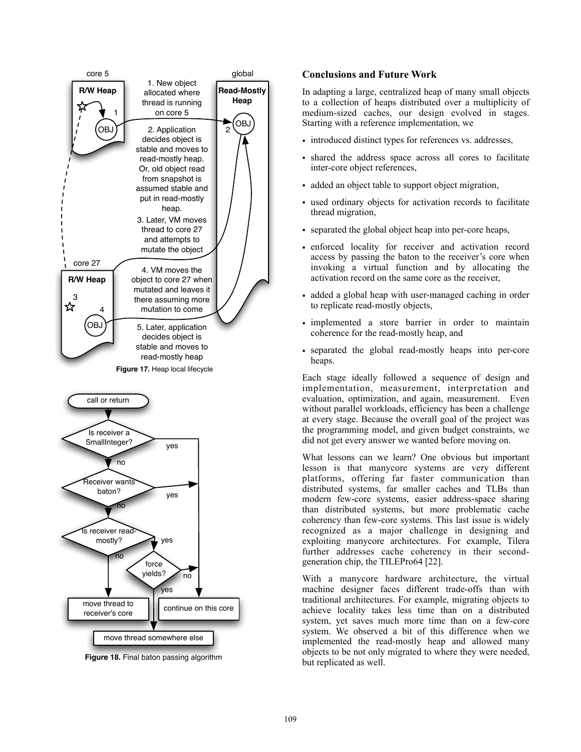Figure 17. Heap local lifecycle

Figure 18. Final baton passing algorithm

## Conclusions and Future Work

In adapting a large, centralized heap of many small objects to a collection of heaps distributed over a multiplicity of medium-sized caches, our design evolved in stages. Starting with a reference implementation, we

- introduced distinct types for references vs. addresses,
- shared the address space across all cores to facilitate inter-core object references,
- added an object table to support object migration,
- used ordinary objects for activation records to facilitate thread migration,
- separated the global object heap into per-core heaps,
- enforced locality for receiver and activation record access by passing the baton to the receiver's core when invoking a virtual function and by allocating the activation record on the same core as the receiver,
- added a global heap with user-managed caching in order to replicate read-mostly objects,
- implemented a store barrier in order to maintain coherence for the read-mostly heap, and
- separated the global read-mostly heaps into per-core heaps.

Each stage ideally followed a sequence of design and implementation, measurement, interpretation and evaluation, optimization, and again, measurement. Even without parallel workloads, efficiency has been a challenge at every stage. Because the overall goal of the project was the programming model, and given budget constraints, we did not get every answer we wanted before moving on.

What lessons can we learn? One obvious but important lesson is that manycore systems are very different platforms, offering far faster communication than distributed systems, far smaller caches and TLBs than modern few-core systems, easier address-space sharing than distributed systems, but more problematic cache coherency than few-core systems. This last issue is widely recognized as a major challenge in designing and exploiting manycore architectures. For example, Tilera further addresses cache coherency in their second-generation chip, the TILEPro64 [22].

With a manycore hardware architecture, the virtual machine designer faces different trade-offs than with traditional architectures. For example, migrating objects to achieve locality takes less time than on a distributed system, yet saves much more time than on a few-core system. We observed a bit of this difference when we implemented the read-mostly heap and allowed many objects to be not only migrated to where they were needed, but replicated as well.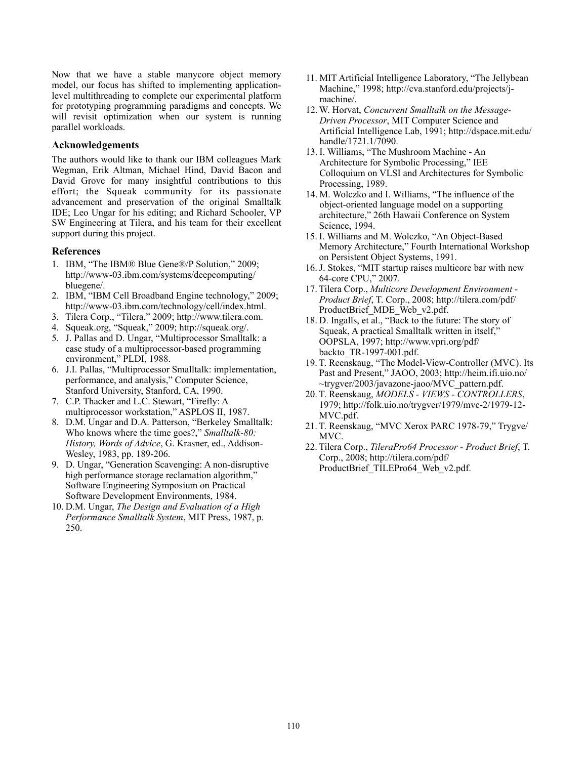Now that we have a stable manycore object memory model, our focus has shifted to implementing application-level multithreading to complete our experimental platform for prototyping programming paradigms and concepts. We will revisit optimization when our system is running parallel workloads.

### Acknowledgements

The authors would like to thank our IBM colleagues Mark Wegman, Erik Altman, Michael Hind, David Bacon and David Grove for many insightful contributions to this effort; the Squeak community for its passionate advancement and preservation of the original Smalltalk IDE; Leo Ungar for his editing; and Richard Schooler, VP SW Engineering at Tilera, and his team for their excellent support during this project.

### References

1. IBM, "The IBM® Blue Gene®/P Solution," 2009; http://www-03.ibm.com/systems/deepcomputing/bluegene/.
2. IBM, "IBM Cell Broadband Engine technology," 2009; http://www-03.ibm.com/technology/cell/index.html.
3. Tilera Corp., "Tilera," 2009; http://www.tilera.com.
4. Squeak.org, "Squeak," 2009; http://squeak.org/.
5. J. Pallas and D. Ungar, "Multiprocessor Smalltalk: a case study of a multiprocessor-based programming environment," PLDI, 1988.
6. J.I. Pallas, "Multiprocessor Smalltalk: implementation, performance, and analysis," Computer Science, Stanford University, Stanford, CA, 1990.
7. C.P. Thacker and L.C. Stewart, "Firefly: A multiprocessor workstation," ASPLOS II, 1987.
8. D.M. Ungar and D.A. Patterson, "Berkeley Smalltalk: Who knows where the time goes?," *Smalltalk-80: History, Words of Advice*, G. Krasner, ed., Addison-Wesley, 1983, pp. 189-206.
9. D. Ungar, "Generation Scavenging: A non-disruptive high performance storage reclamation algorithm," Software Engineering Symposium on Practical Software Development Environments, 1984.
10. D.M. Ungar, *The Design and Evaluation of a High Performance Smalltalk System*, MIT Press, 1987, p. 250.
11. MIT Artificial Intelligence Laboratory, "The Jellybean Machine," 1998; http://cva.stanford.edu/projects/j-machine/.
12. W. Horvat, *Concurrent Smalltalk on the Message-Driven Processor*, MIT Computer Science and Artificial Intelligence Lab, 1991; http://dspace.mit.edu/handle/1721.1/7090.
13. I. Williams, "The Mushroom Machine - An Architecture for Symbolic Processing," IEE Colloquium on VLSI and Architectures for Symbolic Processing, 1989.
14. M. Wolczko and I. Williams, "The influence of the object-oriented language model on a supporting architecture," 26th Hawaii Conference on System Science, 1994.
15. I. Williams and M. Wolczko, "An Object-Based Memory Architecture," Fourth International Workshop on Persistent Object Systems, 1991.
16. J. Stokes, "MIT startup raises multicore bar with new 64-core CPU," 2007.
17. Tilera Corp., *Multicore Development Environment - Product Brief*, T. Corp., 2008; http://tilera.com/pdf/ProductBrief_MDE_Web_v2.pdf.
18. D. Ingalls, et al., "Back to the future: The story of Squeak, A practical Smalltalk written in itself," OOPSLA, 1997; http://www.vpri.org/pdf/backto_TR-1997-001.pdf.
19. T. Reenskaug, "The Model-View-Controller (MVC). Its Past and Present," JAOO, 2003; http://heim.ifi.uio.no/~trygver/2003/javazone-jaoo/MVC_pattern.pdf.
20. T. Reenskaug, *MODELS - VIEWS - CONTROLLERS*, 1979; http://folk.uio.no/trygver/1979/mvc-2/1979-12-MVC.pdf.
21. T. Reenskaug, "MVC Xerox PARC 1978-79," Trygve/MVC.
22. Tilera Corp., *TileraPro64 Processor - Product Brief*, T. Corp., 2008; http://tilera.com/pdf/ProductBrief_TILEPro64_Web_v2.pdf.